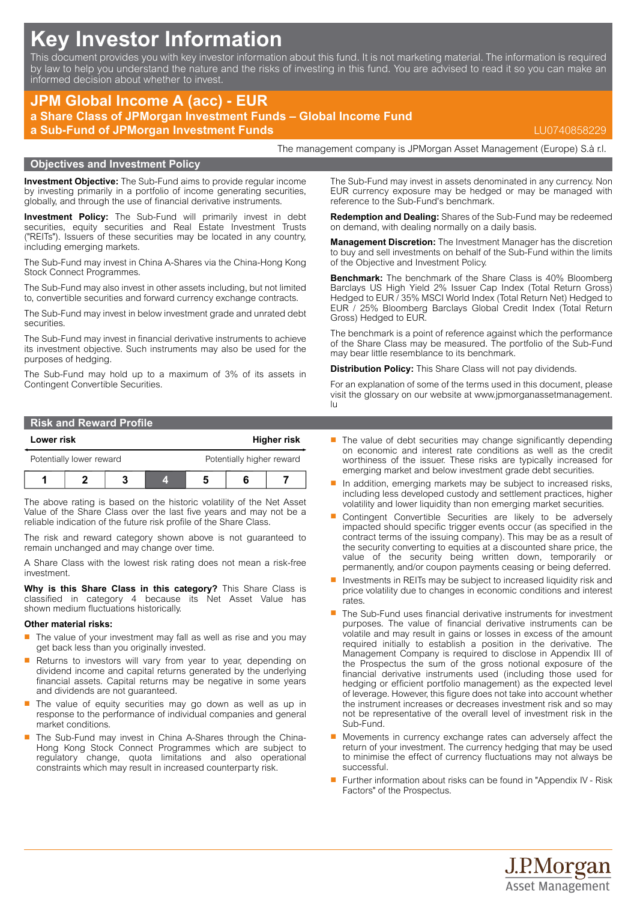# Key Investor Information

This document provides you with key investor information about this fund. It is not marketing material. The information is required by law to help you understand the nature and the risks of investing in this fund. You are advised to read it so you can make an informed decision about whether to invest.

## JPM Global Income A (acc) - EUR

**a Share Class of JPMorgan Investment Funds – Global Income Fund**
**a Sub-Fund of JPMorgan Investment Funds**

LU0740858229

The management company is JPMorgan Asset Management (Europe) S.à r.l.

## Objectives and Investment Policy

**Investment Objective:** The Sub-Fund aims to provide regular income by investing primarily in a portfolio of income generating securities, globally, and through the use of financial derivative instruments.

**Investment Policy:** The Sub-Fund will primarily invest in debt securities, equity securities and Real Estate Investment Trusts ("REITs"). Issuers of these securities may be located in any country, including emerging markets.

The Sub-Fund may invest in China A-Shares via the China-Hong Kong Stock Connect Programmes.

The Sub-Fund may also invest in other assets including, but not limited to, convertible securities and forward currency exchange contracts.

The Sub-Fund may invest in below investment grade and unrated debt securities.

The Sub-Fund may invest in financial derivative instruments to achieve its investment objective. Such instruments may also be used for the purposes of hedging.

The Sub-Fund may hold up to a maximum of 3% of its assets in Contingent Convertible Securities.

The Sub-Fund may invest in assets denominated in any currency. Non EUR currency exposure may be hedged or may be managed with reference to the Sub-Fund's benchmark.

**Redemption and Dealing:** Shares of the Sub-Fund may be redeemed on demand, with dealing normally on a daily basis.

**Management Discretion:** The Investment Manager has the discretion to buy and sell investments on behalf of the Sub-Fund within the limits of the Objective and Investment Policy.

**Benchmark:** The benchmark of the Share Class is 40% Bloomberg Barclays US High Yield 2% Issuer Cap Index (Total Return Gross) Hedged to EUR / 35% MSCI World Index (Total Return Net) Hedged to EUR / 25% Bloomberg Barclays Global Credit Index (Total Return Gross) Hedged to EUR.

The benchmark is a point of reference against which the performance of the Share Class may be measured. The portfolio of the Sub-Fund may bear little resemblance to its benchmark.

**Distribution Policy:** This Share Class will not pay dividends.

For an explanation of some of the terms used in this document, please visit the glossary on our website at www.jpmorganassetmanagement.lu

## Risk and Reward Profile

| Lower risk | | | | | | Higher risk |
|---|---|---|---|---|---|---|
| Potentially lower reward | | | | | | Potentially higher reward |
| 1 | 2 | 3 | **4** | 5 | 6 | 7 |

The above rating is based on the historic volatility of the Net Asset Value of the Share Class over the last five years and may not be a reliable indication of the future risk profile of the Share Class.

The risk and reward category shown above is not guaranteed to remain unchanged and may change over time.

A Share Class with the lowest risk rating does not mean a risk-free investment.

**Why is this Share Class in this category?** This Share Class is classified in category 4 because its Net Asset Value has shown medium fluctuations historically.

**Other material risks:**

- The value of your investment may fall as well as rise and you may get back less than you originally invested.
- Returns to investors will vary from year to year, depending on dividend income and capital returns generated by the underlying financial assets. Capital returns may be negative in some years and dividends are not guaranteed.
- The value of equity securities may go down as well as up in response to the performance of individual companies and general market conditions.
- The Sub-Fund may invest in China A-Shares through the China-Hong Kong Stock Connect Programmes which are subject to regulatory change, quota limitations and also operational constraints which may result in increased counterparty risk.
- The value of debt securities may change significantly depending on economic and interest rate conditions as well as the credit worthiness of the issuer. These risks are typically increased for emerging market and below investment grade debt securities.
- In addition, emerging markets may be subject to increased risks, including less developed custody and settlement practices, higher volatility and lower liquidity than non emerging market securities.
- Contingent Convertible Securities are likely to be adversely impacted should specific trigger events occur (as specified in the contract terms of the issuing company). This may be as a result of the security converting to equities at a discounted share price, the value of the security being written down, temporarily or permanently, and/or coupon payments ceasing or being deferred.
- Investments in REITs may be subject to increased liquidity risk and price volatility due to changes in economic conditions and interest rates.
- The Sub-Fund uses financial derivative instruments for investment purposes. The value of financial derivative instruments can be volatile and may result in gains or losses in excess of the amount required initially to establish a position in the derivative. The Management Company is required to disclose in Appendix III of the Prospectus the sum of the gross notional exposure of the financial derivative instruments used (including those used for hedging or efficient portfolio management) as the expected level of leverage. However, this figure does not take into account whether the instrument increases or decreases investment risk and so may not be representative of the overall level of investment risk in the Sub-Fund.
- Movements in currency exchange rates can adversely affect the return of your investment. The currency hedging that may be used to minimise the effect of currency fluctuations may not always be successful.
- Further information about risks can be found in "Appendix IV - Risk Factors" of the Prospectus.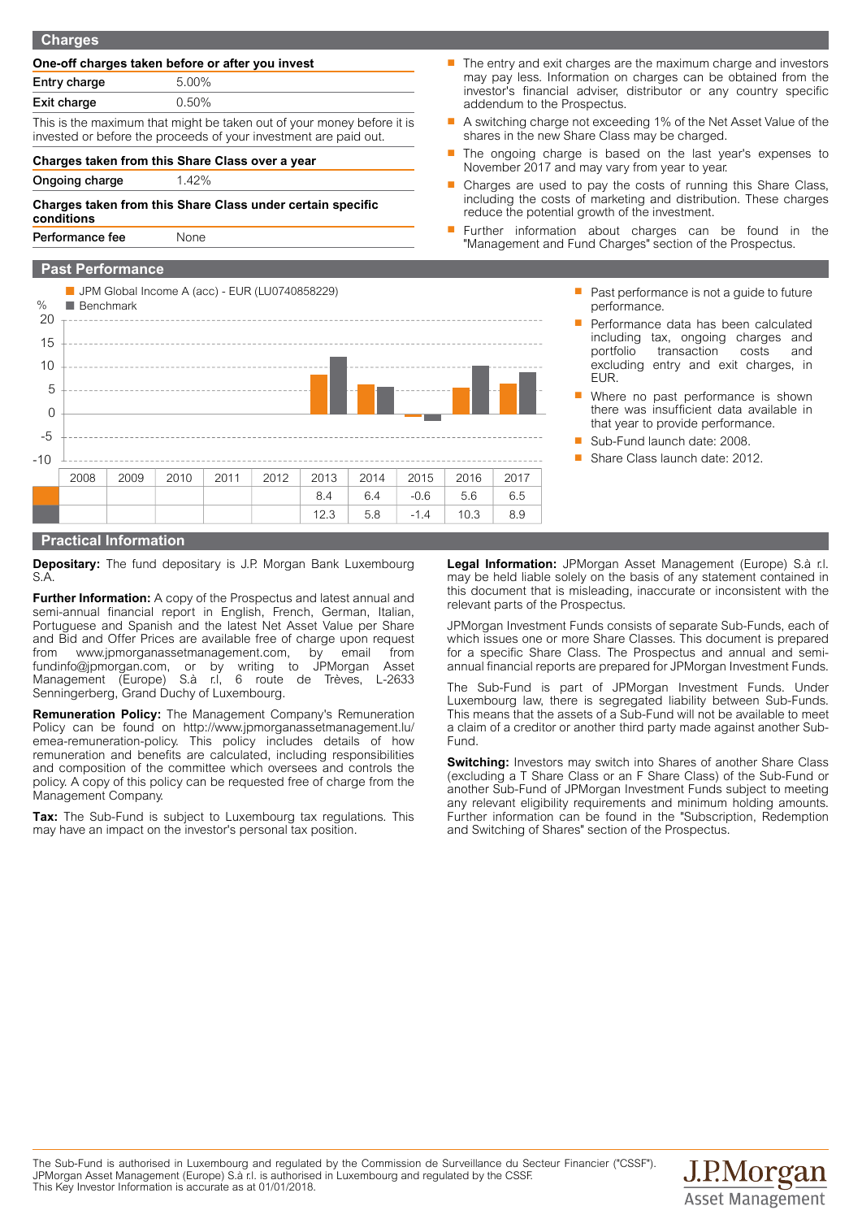## Charges

| One-off charges taken before or after you invest | |
|---|---|
| Entry charge | 5.00% |
| Exit charge | 0.50% |

This is the maximum that might be taken out of your money before it is invested or before the proceeds of your investment are paid out.

| Charges taken from this Share Class over a year | |
|---|---|
| Ongoing charge | 1.42% |

| Charges taken from this Share Class under certain specific conditions | |
|---|---|
| Performance fee | None |

- The entry and exit charges are the maximum charge and investors may pay less. Information on charges can be obtained from the investor's financial adviser, distributor or any country specific addendum to the Prospectus.
- A switching charge not exceeding 1% of the Net Asset Value of the shares in the new Share Class may be charged.
- The ongoing charge is based on the last year's expenses to November 2017 and may vary from year to year.
- Charges are used to pay the costs of running this Share Class, including the costs of marketing and distribution. These charges reduce the potential growth of the investment.
- Further information about charges can be found in the "Management and Fund Charges" section of the Prospectus.

## Past Performance

JPM Global Income A (acc) - EUR (LU0740858229)
Benchmark
%
20
15
10
5
0
-5
-10

| | 2008 | 2009 | 2010 | 2011 | 2012 | 2013 | 2014 | 2015 | 2016 | 2017 |
|---|---|---|---|---|---|---|---|---|---|---|
| JPM Global Income A (acc) - EUR | | | | | | 8.4 | 6.4 | -0.6 | 5.6 | 6.5 |
| Benchmark | | | | | | 12.3 | 5.8 | -1.4 | 10.3 | 8.9 |

- Past performance is not a guide to future performance.
- Performance data has been calculated including tax, ongoing charges and portfolio transaction costs and excluding entry and exit charges, in EUR.
- Where no past performance is shown there was insufficient data available in that year to provide performance.
- Sub-Fund launch date: 2008.
- Share Class launch date: 2012.

## Practical Information

**Depositary:** The fund depositary is J.P. Morgan Bank Luxembourg S.A.

**Further Information:** A copy of the Prospectus and latest annual and semi-annual financial report in English, French, German, Italian, Portuguese and Spanish and the latest Net Asset Value per Share and Bid and Offer Prices are available free of charge upon request from www.jpmorganassetmanagement.com, by email from fundinfo@jpmorgan.com, or by writing to JPMorgan Asset Management (Europe) S.à r.l, 6 route de Trèves, L-2633 Senningerberg, Grand Duchy of Luxembourg.

**Remuneration Policy:** The Management Company's Remuneration Policy can be found on http://www.jpmorganassetmanagement.lu/emea-remuneration-policy. This policy includes details of how remuneration and benefits are calculated, including responsibilities and composition of the committee which oversees and controls the policy. A copy of this policy can be requested free of charge from the Management Company.

**Tax:** The Sub-Fund is subject to Luxembourg tax regulations. This may have an impact on the investor's personal tax position.

**Legal Information:** JPMorgan Asset Management (Europe) S.à r.l. may be held liable solely on the basis of any statement contained in this document that is misleading, inaccurate or inconsistent with the relevant parts of the Prospectus.

JPMorgan Investment Funds consists of separate Sub-Funds, each of which issues one or more Share Classes. This document is prepared for a specific Share Class. The Prospectus and annual and semi-annual financial reports are prepared for JPMorgan Investment Funds.

The Sub-Fund is part of JPMorgan Investment Funds. Under Luxembourg law, there is segregated liability between Sub-Funds. This means that the assets of a Sub-Fund will not be available to meet a claim of a creditor or another third party made against another Sub-Fund.

**Switching:** Investors may switch into Shares of another Share Class (excluding a T Share Class or an F Share Class) of the Sub-Fund or another Sub-Fund of JPMorgan Investment Funds subject to meeting any relevant eligibility requirements and minimum holding amounts. Further information can be found in the "Subscription, Redemption and Switching of Shares" section of the Prospectus.

The Sub-Fund is authorised in Luxembourg and regulated by the Commission de Surveillance du Secteur Financier ("CSSF").
JPMorgan Asset Management (Europe) S.à r.l. is authorised in Luxembourg and regulated by the CSSF.
This Key Investor Information is accurate as at 01/01/2018.

J.P.Morgan
Asset Management